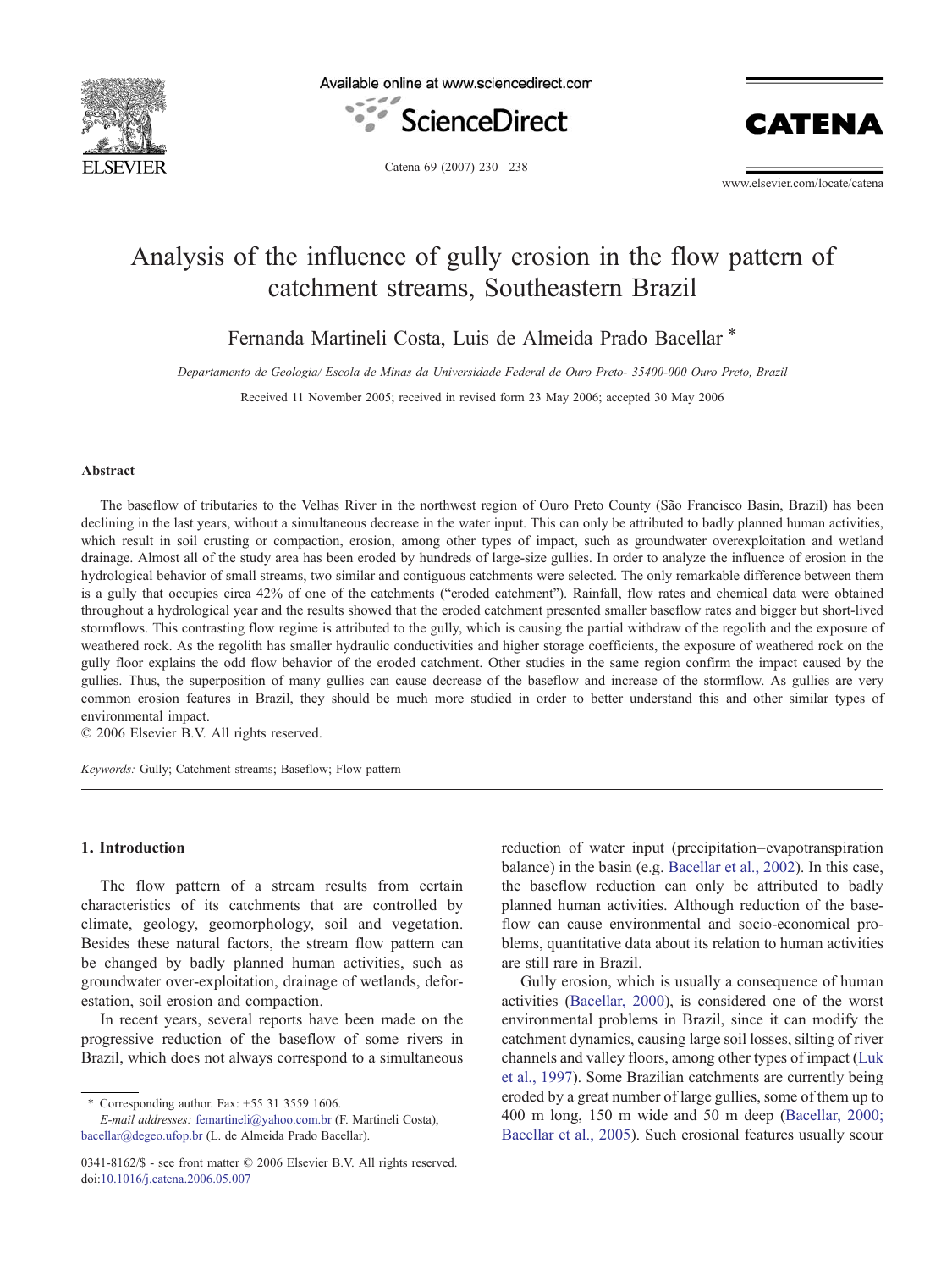# Analysis of the influence of gully erosion in the flow pattern of catchment streams, Southeastern Brazil

Fernanda Martineli Costa, Luis de Almeida Prado Bacellar *

*Departamento de Geologia/ Escola de Minas da Universidade Federal de Ouro Preto- 35400-000 Ouro Preto, Brazil*

Received 11 November 2005; received in revised form 23 May 2006; accepted 30 May 2006

## Abstract

The baseflow of tributaries to the Velhas River in the northwest region of Ouro Preto County (São Francisco Basin, Brazil) has been declining in the last years, without a simultaneous decrease in the water input. This can only be attributed to badly planned human activities, which result in soil crusting or compaction, erosion, among other types of impact, such as groundwater overexploitation and wetland drainage. Almost all of the study area has been eroded by hundreds of large-size gullies. In order to analyze the influence of erosion in the hydrological behavior of small streams, two similar and contiguous catchments were selected. The only remarkable difference between them is a gully that occupies circa 42% of one of the catchments ("eroded catchment"). Rainfall, flow rates and chemical data were obtained throughout a hydrological year and the results showed that the eroded catchment presented smaller baseflow rates and bigger but short-lived stormflows. This contrasting flow regime is attributed to the gully, which is causing the partial withdraw of the regolith and the exposure of weathered rock. As the regolith has smaller hydraulic conductivities and higher storage coefficients, the exposure of weathered rock on the gully floor explains the odd flow behavior of the eroded catchment. Other studies in the same region confirm the impact caused by the gullies. Thus, the superposition of many gullies can cause decrease of the baseflow and increase of the stormflow. As gullies are very common erosion features in Brazil, they should be much more studied in order to better understand this and other similar types of environmental impact.

© 2006 Elsevier B.V. All rights reserved.

*Keywords:* Gully; Catchment streams; Baseflow; Flow pattern

## 1. Introduction

The flow pattern of a stream results from certain characteristics of its catchments that are controlled by climate, geology, geomorphology, soil and vegetation. Besides these natural factors, the stream flow pattern can be changed by badly planned human activities, such as groundwater over-exploitation, drainage of wetlands, deforestation, soil erosion and compaction.

In recent years, several reports have been made on the progressive reduction of the baseflow of some rivers in Brazil, which does not always correspond to a simultaneous reduction of water input (precipitation–evapotranspiration balance) in the basin (e.g. Bacellar et al., 2002). In this case, the baseflow reduction can only be attributed to badly planned human activities. Although reduction of the baseflow can cause environmental and socio-economical problems, quantitative data about its relation to human activities are still rare in Brazil.

Gully erosion, which is usually a consequence of human activities (Bacellar, 2000), is considered one of the worst environmental problems in Brazil, since it can modify the catchment dynamics, causing large soil losses, silting of river channels and valley floors, among other types of impact (Luk et al., 1997). Some Brazilian catchments are currently being eroded by a great number of large gullies, some of them up to 400 m long, 150 m wide and 50 m deep (Bacellar, 2000; Bacellar et al., 2005). Such erosional features usually scour

* Corresponding author. Fax: +55 31 3559 1606.
*E-mail addresses:* fmartineli@yahoo.com.br (F. Martineli Costa), bacellar@degeo.ufop.br (L. de Almeida Prado Bacellar).

0341-8162/$ - see front matter © 2006 Elsevier B.V. All rights reserved.
doi:10.1016/j.catena.2006.05.007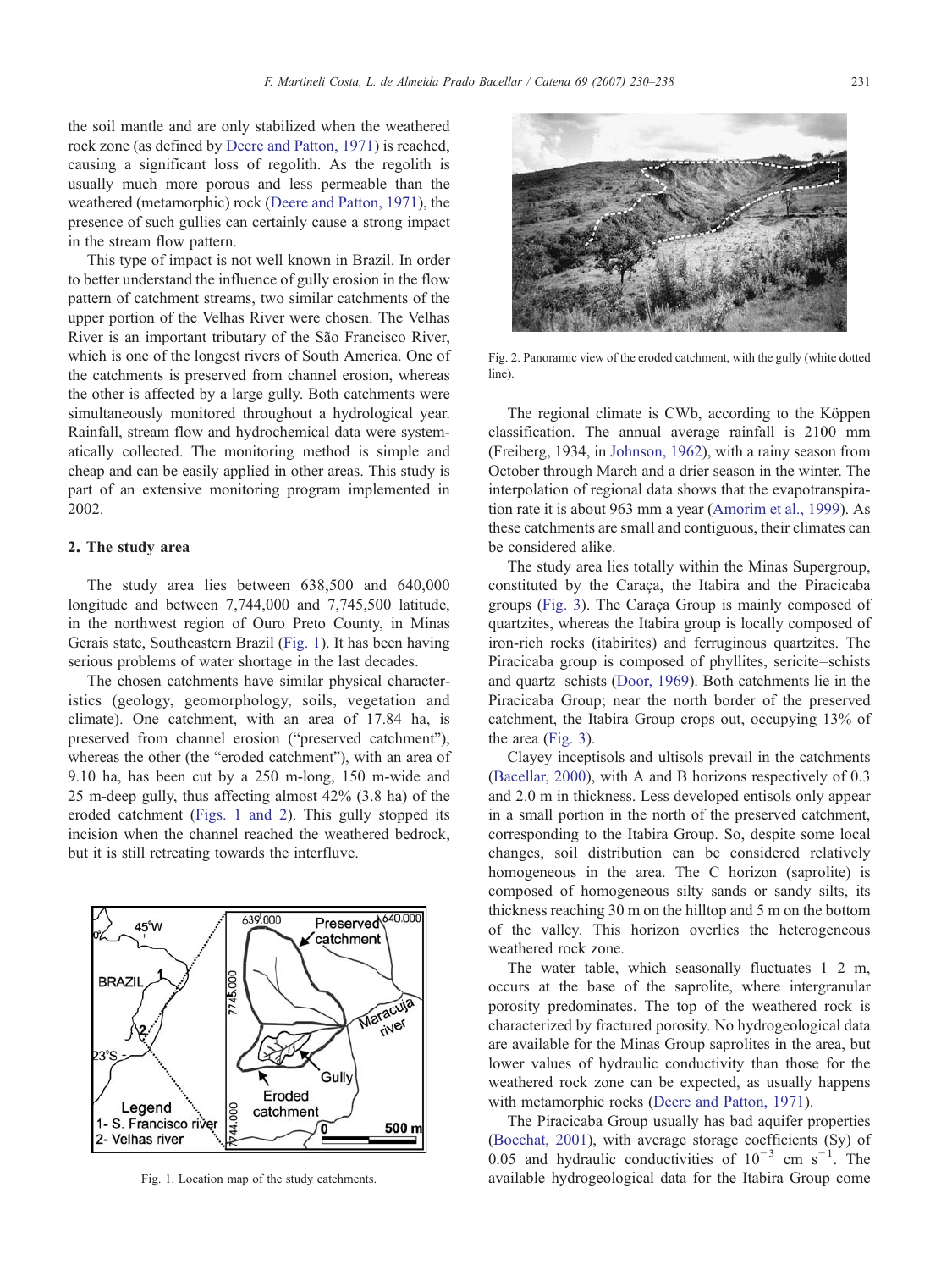the soil mantle and are only stabilized when the weathered rock zone (as defined by Deere and Patton, 1971) is reached, causing a significant loss of regolith. As the regolith is usually much more porous and less permeable than the weathered (metamorphic) rock (Deere and Patton, 1971), the presence of such gullies can certainly cause a strong impact in the stream flow pattern.

This type of impact is not well known in Brazil. In order to better understand the influence of gully erosion in the flow pattern of catchment streams, two similar catchments of the upper portion of the Velhas River were chosen. The Velhas River is an important tributary of the São Francisco River, which is one of the longest rivers of South America. One of the catchments is preserved from channel erosion, whereas the other is affected by a large gully. Both catchments were simultaneously monitored throughout a hydrological year. Rainfall, stream flow and hydrochemical data were systematically collected. The monitoring method is simple and cheap and can be easily applied in other areas. This study is part of an extensive monitoring program implemented in 2002.

## 2. The study area

The study area lies between 638,500 and 640,000 longitude and between 7,744,000 and 7,745,500 latitude, in the northwest region of Ouro Preto County, in Minas Gerais state, Southeastern Brazil (Fig. 1). It has been having serious problems of water shortage in the last decades.

The chosen catchments have similar physical characteristics (geology, geomorphology, soils, vegetation and climate). One catchment, with an area of 17.84 ha, is preserved from channel erosion ("preserved catchment"), whereas the other (the "eroded catchment"), with an area of 9.10 ha, has been cut by a 250 m-long, 150 m-wide and 25 m-deep gully, thus affecting almost 42% (3.8 ha) of the eroded catchment (Figs. 1 and 2). This gully stopped its incision when the channel reached the weathered bedrock, but it is still retreating towards the interfluve.

Fig. 1. Location map of the study catchments.

Fig. 2. Panoramic view of the eroded catchment, with the gully (white dotted line).

The regional climate is CWb, according to the Köppen classification. The annual average rainfall is 2100 mm (Freiberg, 1934, in Johnson, 1962), with a rainy season from October through March and a drier season in the winter. The interpolation of regional data shows that the evapotranspiration rate it is about 963 mm a year (Amorim et al., 1999). As these catchments are small and contiguous, their climates can be considered alike.

The study area lies totally within the Minas Supergroup, constituted by the Caraça, the Itabira and the Piracicaba groups (Fig. 3). The Caraça Group is mainly composed of quartzites, whereas the Itabira group is locally composed of iron-rich rocks (itabirites) and ferruginous quartzites. The Piracicaba group is composed of phyllites, sericite–schists and quartz–schists (Door, 1969). Both catchments lie in the Piracicaba Group; near the north border of the preserved catchment, the Itabira Group crops out, occupying 13% of the area (Fig. 3).

Clayey inceptisols and ultisols prevail in the catchments (Bacellar, 2000), with A and B horizons respectively of 0.3 and 2.0 m in thickness. Less developed entisols only appear in a small portion in the north of the preserved catchment, corresponding to the Itabira Group. So, despite some local changes, soil distribution can be considered relatively homogeneous in the area. The C horizon (saprolite) is composed of homogeneous silty sands or sandy silts, its thickness reaching 30 m on the hilltop and 5 m on the bottom of the valley. This horizon overlies the heterogeneous weathered rock zone.

The water table, which seasonally fluctuates 1–2 m, occurs at the base of the saprolite, where intergranular porosity predominates. The top of the weathered rock is characterized by fractured porosity. No hydrogeological data are available for the Minas Group saprolites in the area, but lower values of hydraulic conductivity than those for the weathered rock zone can be expected, as usually happens with metamorphic rocks (Deere and Patton, 1971).

The Piracicaba Group usually has bad aquifer properties (Boechat, 2001), with average storage coefficients (Sy) of 0.05 and hydraulic conductivities of $10^{-3}$ cm $s^{-1}$. The available hydrogeological data for the Itabira Group come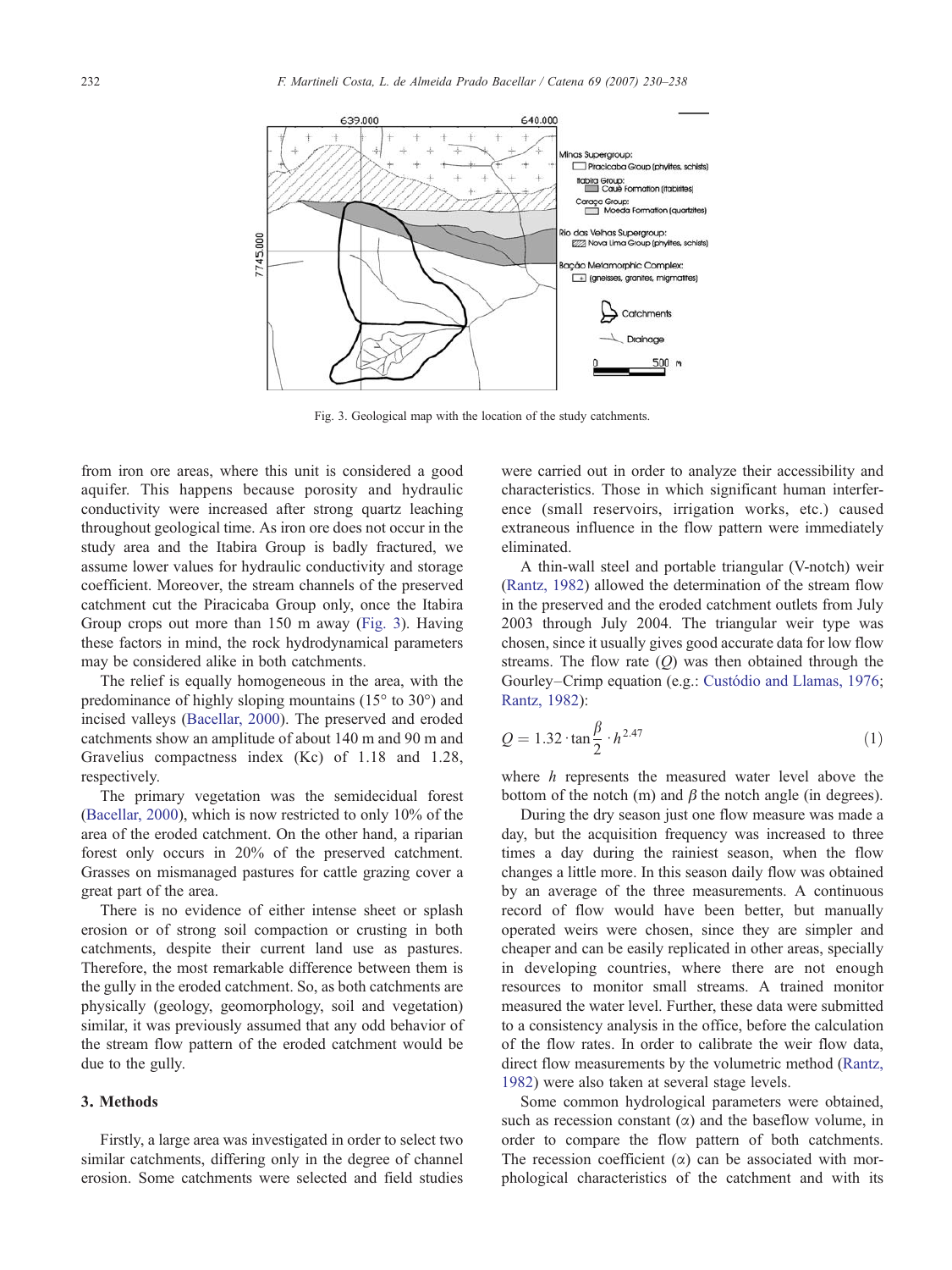Fig. 3. Geological map with the location of the study catchments.

from iron ore areas, where this unit is considered a good aquifer. This happens because porosity and hydraulic conductivity were increased after strong quartz leaching throughout geological time. As iron ore does not occur in the study area and the Itabira Group is badly fractured, we assume lower values for hydraulic conductivity and storage coefficient. Moreover, the stream channels of the preserved catchment cut the Piracicaba Group only, once the Itabira Group crops out more than 150 m away (Fig. 3). Having these factors in mind, the rock hydrodynamical parameters may be considered alike in both catchments.

The relief is equally homogeneous in the area, with the predominance of highly sloping mountains (15° to 30°) and incised valleys (Bacellar, 2000). The preserved and eroded catchments show an amplitude of about 140 m and 90 m and Gravelius compactness index (Kc) of 1.18 and 1.28, respectively.

The primary vegetation was the semidecidual forest (Bacellar, 2000), which is now restricted to only 10% of the area of the eroded catchment. On the other hand, a riparian forest only occurs in 20% of the preserved catchment. Grasses on mismanaged pastures for cattle grazing cover a great part of the area.

There is no evidence of either intense sheet or splash erosion or of strong soil compaction or crusting in both catchments, despite their current land use as pastures. Therefore, the most remarkable difference between them is the gully in the eroded catchment. So, as both catchments are physically (geology, geomorphology, soil and vegetation) similar, it was previously assumed that any odd behavior of the stream flow pattern of the eroded catchment would be due to the gully.

## 3. Methods

Firstly, a large area was investigated in order to select two similar catchments, differing only in the degree of channel erosion. Some catchments were selected and field studies were carried out in order to analyze their accessibility and characteristics. Those in which significant human interference (small reservoirs, irrigation works, etc.) caused extraneous influence in the flow pattern were immediately eliminated.

A thin-wall steel and portable triangular (V-notch) weir (Rantz, 1982) allowed the determination of the stream flow in the preserved and the eroded catchment outlets from July 2003 through July 2004. The triangular weir type was chosen, since it usually gives good accurate data for low flow streams. The flow rate ($Q$) was then obtained through the Gourley–Crimp equation (e.g.: Custódio and Llamas, 1976; Rantz, 1982):

$$Q = 1.32 \cdot \tan\frac{\beta}{2} \cdot h^{2.47} \tag{1}$$

where $h$ represents the measured water level above the bottom of the notch (m) and $\beta$ the notch angle (in degrees).

During the dry season just one flow measure was made a day, but the acquisition frequency was increased to three times a day during the rainiest season, when the flow changes a little more. In this season daily flow was obtained by an average of the three measurements. A continuous record of flow would have been better, but manually operated weirs were chosen, since they are simpler and cheaper and can be easily replicated in other areas, specially in developing countries, where there are not enough resources to monitor small streams. A trained monitor measured the water level. Further, these data were submitted to a consistency analysis in the office, before the calculation of the flow rates. In order to calibrate the weir flow data, direct flow measurements by the volumetric method (Rantz, 1982) were also taken at several stage levels.

Some common hydrological parameters were obtained, such as recession constant ($\alpha$) and the baseflow volume, in order to compare the flow pattern of both catchments. The recession coefficient ($\alpha$) can be associated with morphological characteristics of the catchment and with its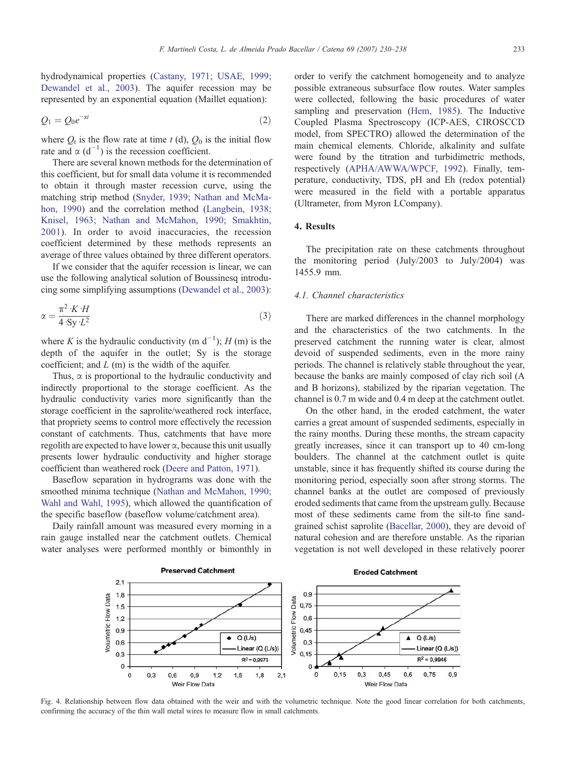hydrodynamical properties (Castany, 1971; USAE, 1999; Dewandel et al., 2003). The aquifer recession may be represented by an exponential equation (Maillet equation):

$$Q_1 = Q_0 e^{-\alpha t} \tag{2}$$

where $Q_t$ is the flow rate at time $t$ (d), $Q_0$ is the initial flow rate and $\alpha$ (d$^{-1}$) is the recession coefficient.

There are several known methods for the determination of this coefficient, but for small data volume it is recommended to obtain it through master recession curve, using the matching strip method (Snyder, 1939; Nathan and McMahon, 1990) and the correlation method (Langbein, 1938; Knisel, 1963; Nathan and McMahon, 1990; Smakhtin, 2001). In order to avoid inaccuracies, the recession coefficient determined by these methods represents an average of three values obtained by three different operators.

If we consider that the aquifer recession is linear, we can use the following analytical solution of Boussinesq introducing some simplifying assumptions (Dewandel et al., 2003):

$$\alpha = \frac{\pi^2 \cdot K \cdot H}{4 \cdot Sy \cdot L^2} \tag{3}$$

where $K$ is the hydraulic conductivity (m d$^{-1}$); $H$ (m) is the depth of the aquifer in the outlet; Sy is the storage coefficient; and $L$ (m) is the width of the aquifer.

Thus, $\alpha$ is proportional to the hydraulic conductivity and indirectly proportional to the storage coefficient. As the hydraulic conductivity varies more significantly than the storage coefficient in the saprolite/weathered rock interface, that propriety seems to control more effectively the recession constant of catchments. Thus, catchments that have more regolith are expected to have lower $\alpha$, because this unit usually presents lower hydraulic conductivity and higher storage coefficient than weathered rock (Deere and Patton, 1971).

Baseflow separation in hydrograms was done with the smoothed minima technique (Nathan and McMahon, 1990; Wahl and Wahl, 1995), which allowed the quantification of the specific baseflow (baseflow volume/catchment area).

Daily rainfall amount was measured every morning in a rain gauge installed near the catchment outlets. Chemical water analyses were performed monthly or bimonthly in order to verify the catchment homogeneity and to analyze possible extraneous subsurface flow routes. Water samples were collected, following the basic procedures of water sampling and preservation (Hem, 1985). The Inductive Coupled Plasma Spectroscopy (ICP-AES, CIROSCCD model, from SPECTRO) allowed the determination of the main chemical elements. Chloride, alkalinity and sulfate were found by the titration and turbidimetric methods, respectively (APHA/AWWA/WPCF, 1992). Finally, temperature, conductivity, TDS, pH and Eh (redox potential) were measured in the field with a portable apparatus (Ultrameter, from Myron LCompany).

## 4. Results

The precipitation rate on these catchments throughout the monitoring period (July/2003 to July/2004) was 1455.9 mm.

### 4.1. Channel characteristics

There are marked differences in the channel morphology and the characteristics of the two catchments. In the preserved catchment the running water is clear, almost devoid of suspended sediments, even in the more rainy periods. The channel is relatively stable throughout the year, because the banks are mainly composed of clay rich soil (A and B horizons), stabilized by the riparian vegetation. The channel is 0.7 m wide and 0.4 m deep at the catchment outlet.

On the other hand, in the eroded catchment, the water carries a great amount of suspended sediments, especially in the rainy months. During these months, the stream capacity greatly increases, since it can transport up to 40 cm-long boulders. The channel at the catchment outlet is quite unstable, since it has frequently shifted its course during the monitoring period, especially soon after strong storms. The channel banks at the outlet are composed of previously eroded sediments that came from the upstream gully. Because most of these sediments came from the silt-to fine sand-grained schist saprolite (Bacellar, 2000), they are devoid of natural cohesion and are therefore unstable. As the riparian vegetation is not well developed in these relatively poorer

Fig. 4. Relationship between flow data obtained with the weir and with the volumetric technique. Note the good linear correlation for both catchments, confirming the accuracy of the thin wall metal wires to measure flow in small catchments.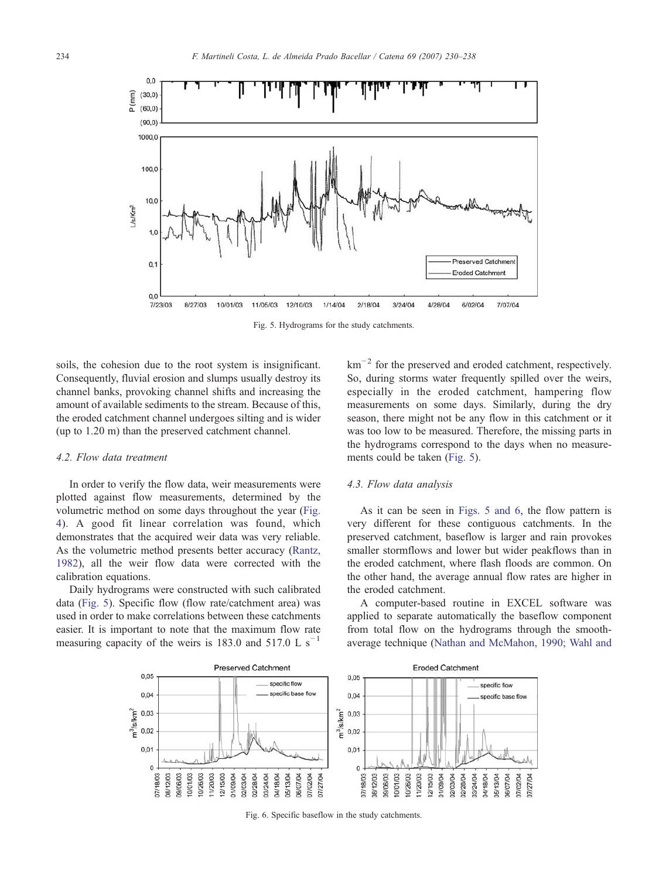Fig. 5. Hydrograms for the study catchments.

soils, the cohesion due to the root system is insignificant. Consequently, fluvial erosion and slumps usually destroy its channel banks, provoking channel shifts and increasing the amount of available sediments to the stream. Because of this, the eroded catchment channel undergoes silting and is wider (up to 1.20 m) than the preserved catchment channel.

### 4.2. Flow data treatment

In order to verify the flow data, weir measurements were plotted against flow measurements, determined by the volumetric method on some days throughout the year (Fig. 4). A good fit linear correlation was found, which demonstrates that the acquired weir data was very reliable. As the volumetric method presents better accuracy (Rantz, 1982), all the weir flow data were corrected with the calibration equations.

Daily hydrograms were constructed with such calibrated data (Fig. 5). Specific flow (flow rate/catchment area) was used in order to make correlations between these catchments easier. It is important to note that the maximum flow rate measuring capacity of the weirs is 183.0 and 517.0 L $s^{-1}$ $km^{-2}$ for the preserved and eroded catchment, respectively. So, during storms water frequently spilled over the weirs, especially in the eroded catchment, hampering flow measurements on some days. Similarly, during the dry season, there might not be any flow in this catchment or it was too low to be measured. Therefore, the missing parts in the hydrograms correspond to the days when no measurements could be taken (Fig. 5).

### 4.3. Flow data analysis

As it can be seen in Figs. 5 and 6, the flow pattern is very different for these contiguous catchments. In the preserved catchment, baseflow is larger and rain provokes smaller stormflows and lower but wider peakflows than in the eroded catchment, where flash floods are common. On the other hand, the average annual flow rates are higher in the eroded catchment.

A computer-based routine in EXCEL software was applied to separate automatically the baseflow component from total flow on the hydrograms through the smooth-average technique (Nathan and McMahon, 1990; Wahl and

Fig. 6. Specific baseflow in the study catchments.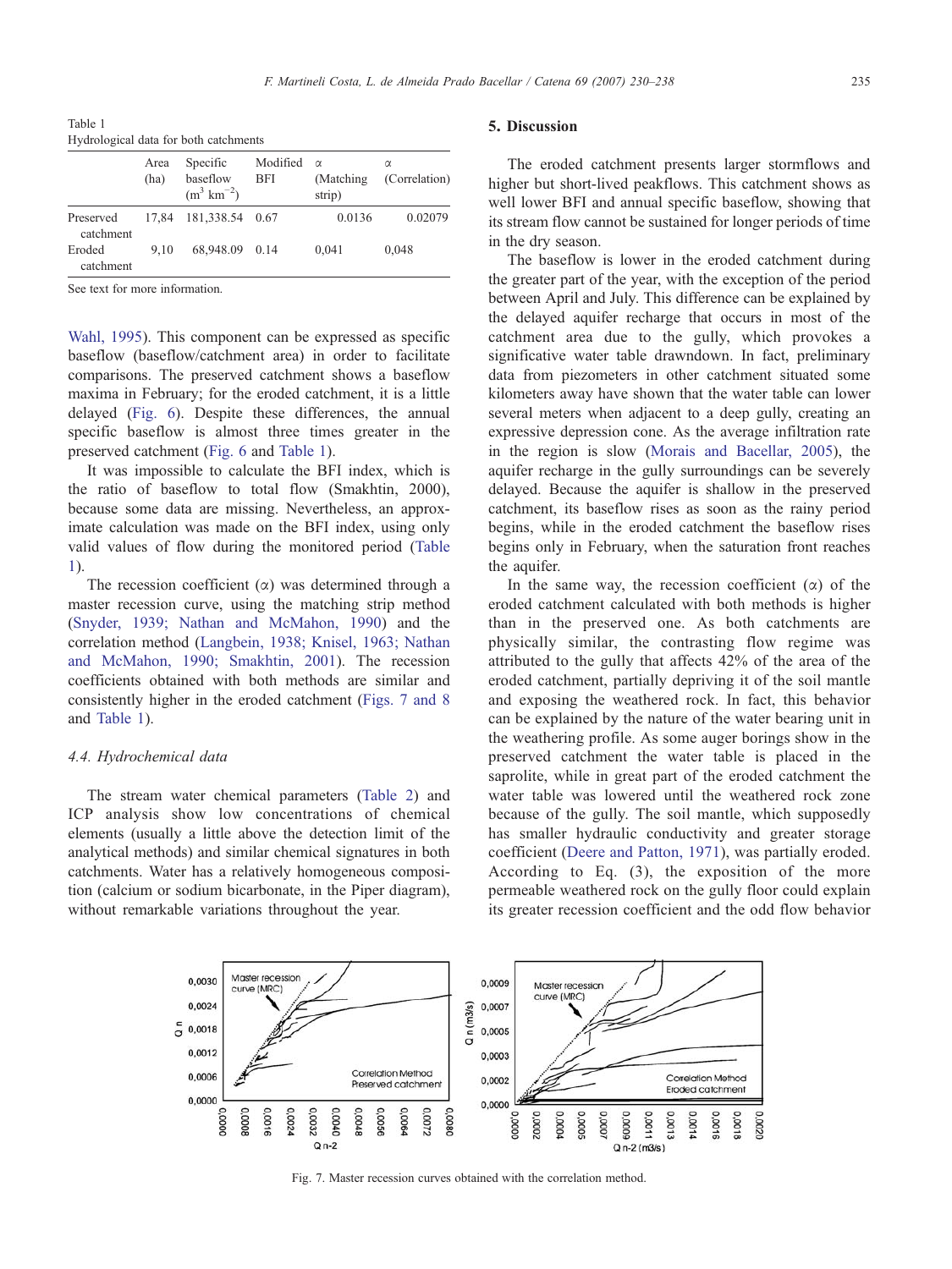Table 1
Hydrological data for both catchments

| | Area (ha) | Specific baseflow ($m^3$ $km^{-2}$) | Modified BFI | α (Matching strip) | α (Correlation) |
|---|---|---|---|---|---|
| Preserved catchment | 17,84 | 181,338.54 | 0.67 | 0.0136 | 0.02079 |
| Eroded catchment | 9,10 | 68,948.09 | 0.14 | 0,041 | 0,048 |

See text for more information.

Wahl, 1995). This component can be expressed as specific baseflow (baseflow/catchment area) in order to facilitate comparisons. The preserved catchment shows a baseflow maxima in February; for the eroded catchment, it is a little delayed (Fig. 6). Despite these differences, the annual specific baseflow is almost three times greater in the preserved catchment (Fig. 6 and Table 1).

It was impossible to calculate the BFI index, which is the ratio of baseflow to total flow (Smakhtin, 2000), because some data are missing. Nevertheless, an approximate calculation was made on the BFI index, using only valid values of flow during the monitored period (Table 1).

The recession coefficient (α) was determined through a master recession curve, using the matching strip method (Snyder, 1939; Nathan and McMahon, 1990) and the correlation method (Langbein, 1938; Knisel, 1963; Nathan and McMahon, 1990; Smakhtin, 2001). The recession coefficients obtained with both methods are similar and consistently higher in the eroded catchment (Figs. 7 and 8 and Table 1).

### 4.4. Hydrochemical data

The stream water chemical parameters (Table 2) and ICP analysis show low concentrations of chemical elements (usually a little above the detection limit of the analytical methods) and similar chemical signatures in both catchments. Water has a relatively homogeneous composition (calcium or sodium bicarbonate, in the Piper diagram), without remarkable variations throughout the year.

## 5. Discussion

The eroded catchment presents larger stormflows and higher but short-lived peakflows. This catchment shows as well lower BFI and annual specific baseflow, showing that its stream flow cannot be sustained for longer periods of time in the dry season.

The baseflow is lower in the eroded catchment during the greater part of the year, with the exception of the period between April and July. This difference can be explained by the delayed aquifer recharge that occurs in most of the catchment area due to the gully, which provokes a significative water table drawndown. In fact, preliminary data from piezometers in other catchment situated some kilometers away have shown that the water table can lower several meters when adjacent to a deep gully, creating an expressive depression cone. As the average infiltration rate in the region is slow (Morais and Bacellar, 2005), the aquifer recharge in the gully surroundings can be severely delayed. Because the aquifer is shallow in the preserved catchment, its baseflow rises as soon as the rainy period begins, while in the eroded catchment the baseflow rises begins only in February, when the saturation front reaches the aquifer.

In the same way, the recession coefficient (α) of the eroded catchment calculated with both methods is higher than in the preserved one. As both catchments are physically similar, the contrasting flow regime was attributed to the gully that affects 42% of the area of the eroded catchment, partially depriving it of the soil mantle and exposing the weathered rock. In fact, this behavior can be explained by the nature of the water bearing unit in the weathering profile. As some auger borings show in the preserved catchment the water table is placed in the saprolite, while in great part of the eroded catchment the water table was lowered until the weathered rock zone because of the gully. The soil mantle, which supposedly has smaller hydraulic conductivity and greater storage coefficient (Deere and Patton, 1971), was partially eroded. According to Eq. (3), the exposition of the more permeable weathered rock on the gully floor could explain its greater recession coefficient and the odd flow behavior

Master recession curve (MRC)
Correlation Method
Preserved catchment
Q n
Q n-2
0,0000
0,0006
0,0012
0,0018
0,0024
0,0030
0,0000 0,0008 0,0016 0,0024 0,0032 0,0040 0,0048 0,0056 0,0064 0,0072 0,0080

Master recession curve (MRC)
Correlation Method
Eroded catchment
Q n (m3/s)
Q n-2 (m3/s)
0,0000
0,0002
0,0003
0,0005
0,0007
0,0009
0,0000 0,0002 0,0004 0,0005 0,0007 0,0009 0,0011 0,0013 0,0014 0,0016 0,0018 0,0020

Fig. 7. Master recession curves obtained with the correlation method.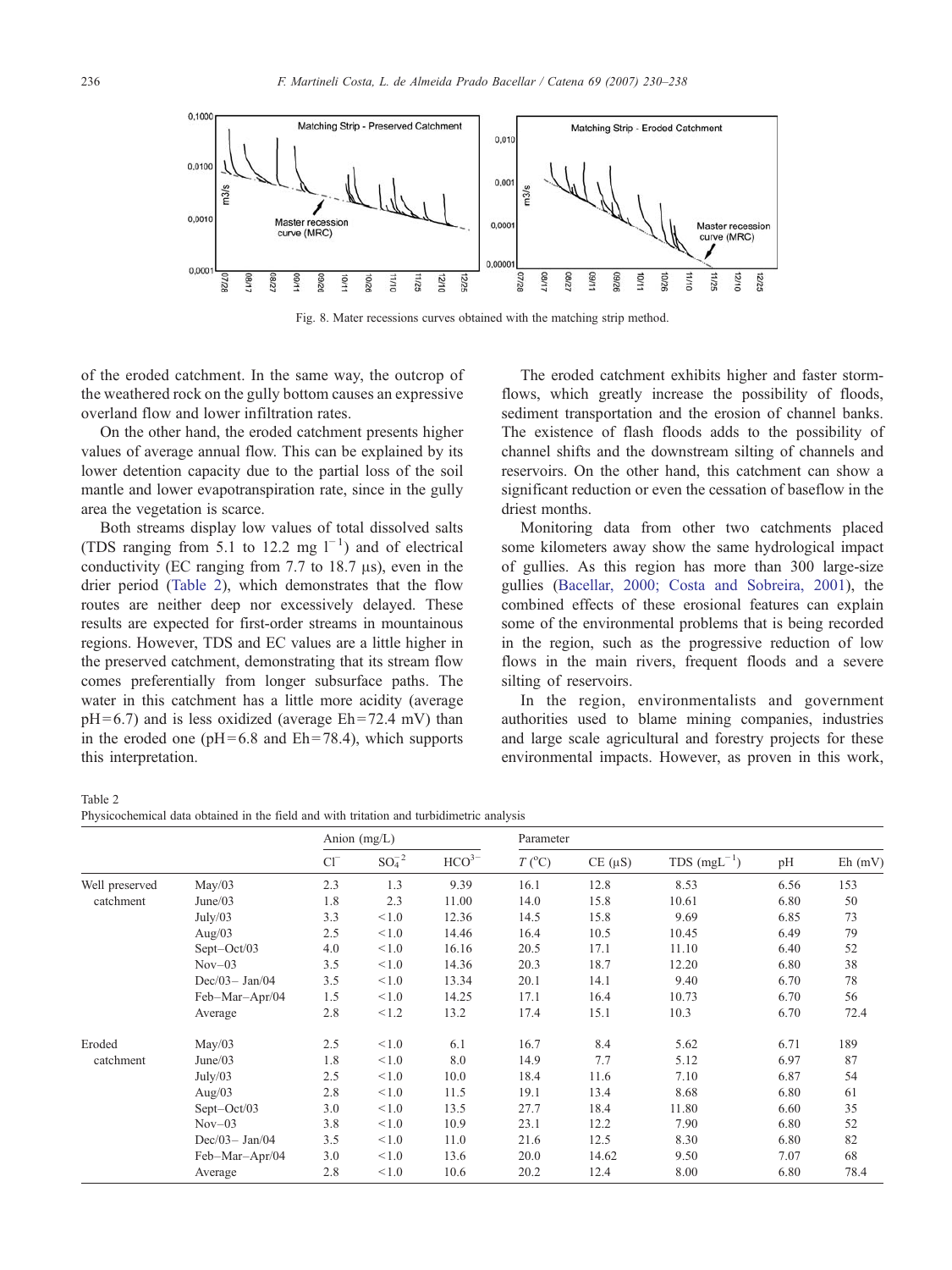Fig. 8. Mater recessions curves obtained with the matching strip method.

of the eroded catchment. In the same way, the outcrop of the weathered rock on the gully bottom causes an expressive overland flow and lower infiltration rates.

On the other hand, the eroded catchment presents higher values of average annual flow. This can be explained by its lower detention capacity due to the partial loss of the soil mantle and lower evapotranspiration rate, since in the gully area the vegetation is scarce.

Both streams display low values of total dissolved salts (TDS ranging from 5.1 to 12.2 mg $l^{-1}$) and of electrical conductivity (EC ranging from 7.7 to 18.7 μs), even in the drier period (Table 2), which demonstrates that the flow routes are neither deep nor excessively delayed. These results are expected for first-order streams in mountainous regions. However, TDS and EC values are a little higher in the preserved catchment, demonstrating that its stream flow comes preferentially from longer subsurface paths. The water in this catchment has a little more acidity (average pH = 6.7) and is less oxidized (average Eh = 72.4 mV) than in the eroded one (pH = 6.8 and Eh = 78.4), which supports this interpretation.

The eroded catchment exhibits higher and faster stormflows, which greatly increase the possibility of floods, sediment transportation and the erosion of channel banks. The existence of flash floods adds to the possibility of channel shifts and the downstream silting of channels and reservoirs. On the other hand, this catchment can show a significant reduction or even the cessation of baseflow in the driest months.

Monitoring data from other two catchments placed some kilometers away show the same hydrological impact of gullies. As this region has more than 300 large-size gullies (Bacellar, 2000; Costa and Sobreira, 2001), the combined effects of these erosional features can explain some of the environmental problems that is being recorded in the region, such as the progressive reduction of low flows in the main rivers, frequent floods and a severe silting of reservoirs.

In the region, environmentalists and government authorities used to blame mining companies, industries and large scale agricultural and forestry projects for these environmental impacts. However, as proven in this work,

Table 2
Physicochemical data obtained in the field and with tritation and turbidimetric analysis

| | | Anion (mg/L) | | | Parameter | | | | |
|---|---|---|---|---|---|---|---|---|---|
| | | $Cl^-$ | $SO_4^{-2}$ | $HCO^{3-}$ | $T$ (°C) | CE (μS) | TDS ($mgL^{-1}$) | pH | Eh (mV) |
| Well preserved catchment | May/03 | 2.3 | 1.3 | 9.39 | 16.1 | 12.8 | 8.53 | 6.56 | 153 |
| | June/03 | 1.8 | 2.3 | 11.00 | 14.0 | 15.8 | 10.61 | 6.80 | 50 |
| | July/03 | 3.3 | <1.0 | 12.36 | 14.5 | 15.8 | 9.69 | 6.85 | 73 |
| | Aug/03 | 2.5 | <1.0 | 14.46 | 16.4 | 10.5 | 10.45 | 6.49 | 79 |
| | Sept–Oct/03 | 4.0 | <1.0 | 16.16 | 20.5 | 17.1 | 11.10 | 6.40 | 52 |
| | Nov–03 | 3.5 | <1.0 | 14.36 | 20.3 | 18.7 | 12.20 | 6.80 | 38 |
| | Dec/03– Jan/04 | 3.5 | <1.0 | 13.34 | 20.1 | 14.1 | 9.40 | 6.70 | 78 |
| | Feb–Mar–Apr/04 | 1.5 | <1.0 | 14.25 | 17.1 | 16.4 | 10.73 | 6.70 | 56 |
| | Average | 2.8 | <1.2 | 13.2 | 17.4 | 15.1 | 10.3 | 6.70 | 72.4 |
| Eroded catchment | May/03 | 2.5 | <1.0 | 6.1 | 16.7 | 8.4 | 5.62 | 6.71 | 189 |
| | June/03 | 1.8 | <1.0 | 8.0 | 14.9 | 7.7 | 5.12 | 6.97 | 87 |
| | July/03 | 2.5 | <1.0 | 10.0 | 18.4 | 11.6 | 7.10 | 6.87 | 54 |
| | Aug/03 | 2.8 | <1.0 | 11.5 | 19.1 | 13.4 | 8.68 | 6.80 | 61 |
| | Sept–Oct/03 | 3.0 | <1.0 | 13.5 | 27.7 | 18.4 | 11.80 | 6.60 | 35 |
| | Nov–03 | 3.8 | <1.0 | 10.9 | 23.1 | 12.2 | 7.90 | 6.80 | 52 |
| | Dec/03– Jan/04 | 3.5 | <1.0 | 11.0 | 21.6 | 12.5 | 8.30 | 6.80 | 82 |
| | Feb–Mar–Apr/04 | 3.0 | <1.0 | 13.6 | 20.0 | 14.62 | 9.50 | 7.07 | 68 |
| | Average | 2.8 | <1.0 | 10.6 | 20.2 | 12.4 | 8.00 | 6.80 | 78.4 |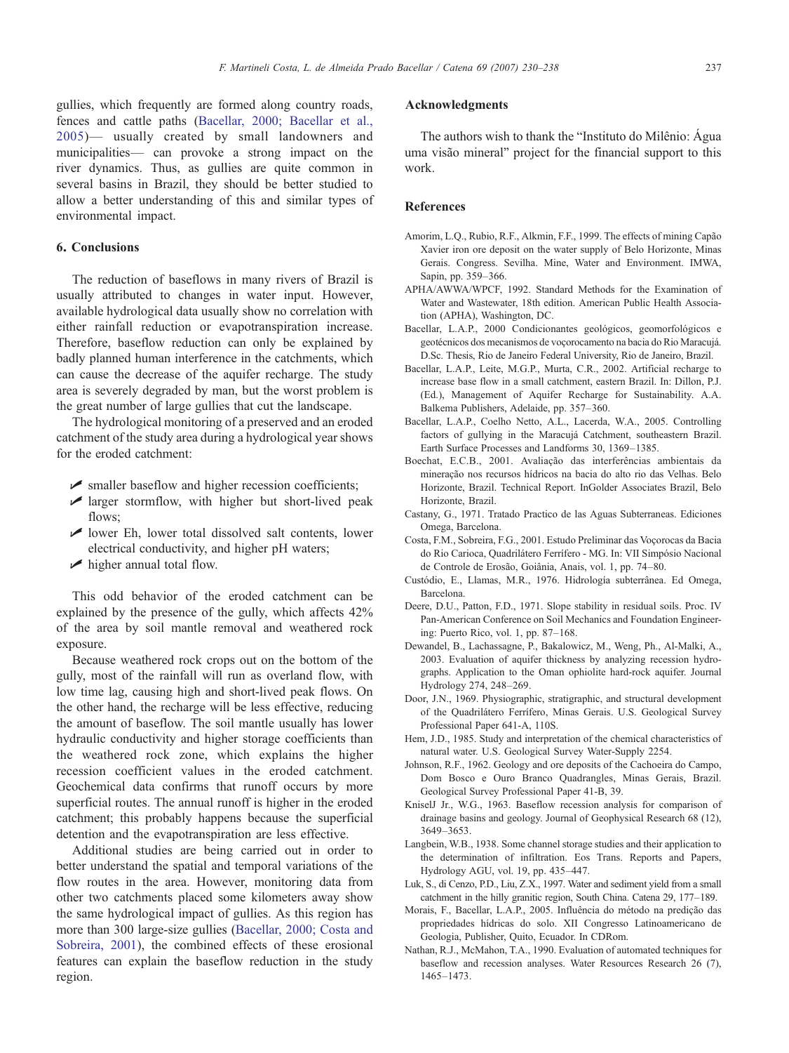gullies, which frequently are formed along country roads, fences and cattle paths (Bacellar, 2000; Bacellar et al., 2005)— usually created by small landowners and municipalities— can provoke a strong impact on the river dynamics. Thus, as gullies are quite common in several basins in Brazil, they should be better studied to allow a better understanding of this and similar types of environmental impact.

## 6. Conclusions

The reduction of baseflows in many rivers of Brazil is usually attributed to changes in water input. However, available hydrological data usually show no correlation with either rainfall reduction or evapotranspiration increase. Therefore, baseflow reduction can only be explained by badly planned human interference in the catchments, which can cause the decrease of the aquifer recharge. The study area is severely degraded by man, but the worst problem is the great number of large gullies that cut the landscape.

The hydrological monitoring of a preserved and an eroded catchment of the study area during a hydrological year shows for the eroded catchment:

- smaller baseflow and higher recession coefficients;
- larger stormflow, with higher but short-lived peak flows;
- lower Eh, lower total dissolved salt contents, lower electrical conductivity, and higher pH waters;
- higher annual total flow.

This odd behavior of the eroded catchment can be explained by the presence of the gully, which affects 42% of the area by soil mantle removal and weathered rock exposure.

Because weathered rock crops out on the bottom of the gully, most of the rainfall will run as overland flow, with low time lag, causing high and short-lived peak flows. On the other hand, the recharge will be less effective, reducing the amount of baseflow. The soil mantle usually has lower hydraulic conductivity and higher storage coefficients than the weathered rock zone, which explains the higher recession coefficient values in the eroded catchment. Geochemical data confirms that runoff occurs by more superficial routes. The annual runoff is higher in the eroded catchment; this probably happens because the superficial detention and the evapotranspiration are less effective.

Additional studies are being carried out in order to better understand the spatial and temporal variations of the flow routes in the area. However, monitoring data from other two catchments placed some kilometers away show the same hydrological impact of gullies. As this region has more than 300 large-size gullies (Bacellar, 2000; Costa and Sobreira, 2001), the combined effects of these erosional features can explain the baseflow reduction in the study region.

## Acknowledgments

The authors wish to thank the "Instituto do Milênio: Água uma visão mineral" project for the financial support to this work.

## References

Amorim, L.Q., Rubio, R.F., Alkmin, F.F., 1999. The effects of mining Capão Xavier iron ore deposit on the water supply of Belo Horizonte, Minas Gerais. Congress. Sevilha. Mine, Water and Environment. IMWA, Sapin, pp. 359–366.

APHA/AWWA/WPCF, 1992. Standard Methods for the Examination of Water and Wastewater, 18th edition. American Public Health Association (APHA), Washington, DC.

Bacellar, L.A.P., 2000 Condicionantes geológicos, geomorfológicos e geotécnicos dos mecanismos de voçorocamento na bacia do Rio Maracujá. D.Sc. Thesis, Rio de Janeiro Federal University, Rio de Janeiro, Brazil.

Bacellar, L.A.P., Leite, M.G.P., Murta, C.R., 2002. Artificial recharge to increase base flow in a small catchment, eastern Brazil. In: Dillon, P.J. (Ed.), Management of Aquifer Recharge for Sustainability. A.A. Balkema Publishers, Adelaide, pp. 357–360.

Bacellar, L.A.P., Coelho Netto, A.L., Lacerda, W.A., 2005. Controlling factors of gullying in the Maracujá Catchment, southeastern Brazil. Earth Surface Processes and Landforms 30, 1369–1385.

Boechat, E.C.B., 2001. Avaliação das interferências ambientais da mineração nos recursos hídricos na bacia do alto rio das Velhas. Belo Horizonte, Brazil. Technical Report. InGolder Associates Brazil, Belo Horizonte, Brazil.

Castany, G., 1971. Tratado Practico de las Aguas Subterraneas. Ediciones Omega, Barcelona.

Costa, F.M., Sobreira, F.G., 2001. Estudo Preliminar das Voçorocas da Bacia do Rio Carioca, Quadrilátero Ferrífero - MG. In: VII Simpósio Nacional de Controle de Erosão, Goiânia, Anais, vol. 1, pp. 74–80.

Custódio, E., Llamas, M.R., 1976. Hidrología subterrânea. Ed Omega, Barcelona.

Deere, D.U., Patton, F.D., 1971. Slope stability in residual soils. Proc. IV Pan-American Conference on Soil Mechanics and Foundation Engineering: Puerto Rico, vol. 1, pp. 87–168.

Dewandel, B., Lachassagne, P., Bakalowicz, M., Weng, Ph., Al-Malki, A., 2003. Evaluation of aquifer thickness by analyzing recession hydrographs. Application to the Oman ophiolite hard-rock aquifer. Journal Hydrology 274, 248–269.

Door, J.N., 1969. Physiographic, stratigraphic, and structural development of the Quadrilátero Ferrífero, Minas Gerais. U.S. Geological Survey Professional Paper 641-A, 110S.

Hem, J.D., 1985. Study and interpretation of the chemical characteristics of natural water. U.S. Geological Survey Water-Supply 2254.

Johnson, R.F., 1962. Geology and ore deposits of the Cachoeira do Campo, Dom Bosco e Ouro Branco Quadrangles, Minas Gerais, Brazil. Geological Survey Professional Paper 41-B, 39.

KniselJ Jr., W.G., 1963. Baseflow recession analysis for comparison of drainage basins and geology. Journal of Geophysical Research 68 (12), 3649–3653.

Langbein, W.B., 1938. Some channel storage studies and their application to the determination of infiltration. Eos Trans. Reports and Papers, Hydrology AGU, vol. 19, pp. 435–447.

Luk, S., di Cenzo, P.D., Liu, Z.X., 1997. Water and sediment yield from a small catchment in the hilly granitic region, South China. Catena 29, 177–189.

Morais, F., Bacellar, L.A.P., 2005. Influência do método na predição das propriedades hídricas do solo. XII Congresso Latinoamericano de Geologia, Publisher, Quito, Ecuador. In CDRom.

Nathan, R.J., McMahon, T.A., 1990. Evaluation of automated techniques for baseflow and recession analyses. Water Resources Research 26 (7), 1465–1473.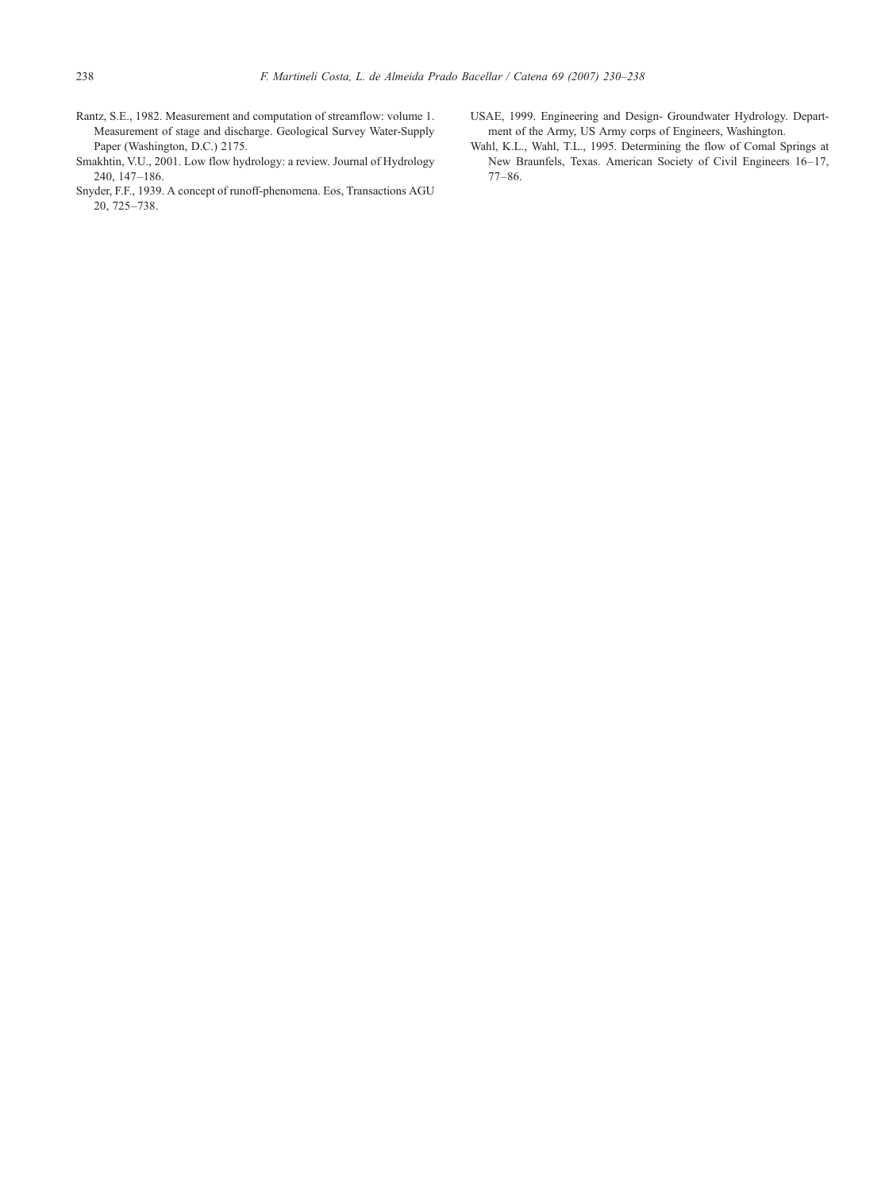Rantz, S.E., 1982. Measurement and computation of streamflow: volume 1. Measurement of stage and discharge. Geological Survey Water-Supply Paper (Washington, D.C.) 2175.

Smakhtin, V.U., 2001. Low flow hydrology: a review. Journal of Hydrology 240, 147–186.

Snyder, F.F., 1939. A concept of runoff-phenomena. Eos, Transactions AGU 20, 725–738.

USAE, 1999. Engineering and Design- Groundwater Hydrology. Department of the Army, US Army corps of Engineers, Washington.

Wahl, K.L., Wahl, T.L., 1995. Determining the flow of Comal Springs at New Braunfels, Texas. American Society of Civil Engineers 16–17, 77–86.